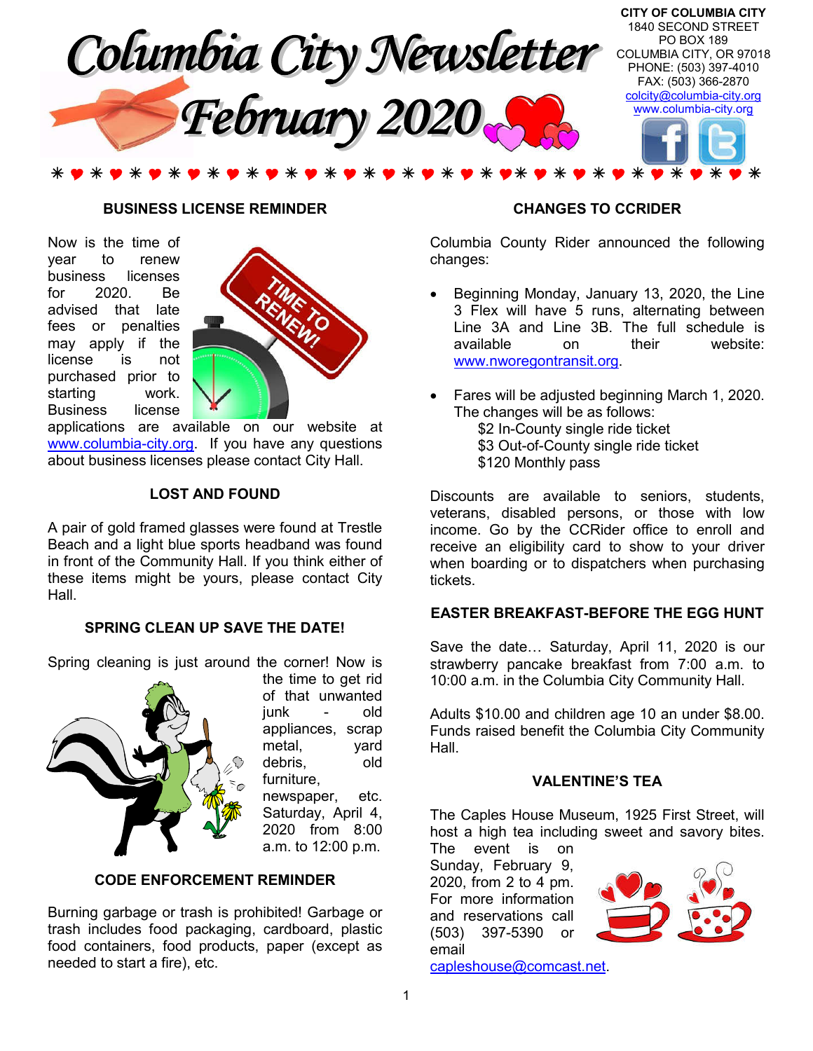# Columbia City Newsletter February 2020

**CITY OF COLUMBIA CITY**
1840 SECOND STREET
PO BOX 189
COLUMBIA CITY, OR 97018
PHONE: (503) 397-4010
FAX: (503) 366-2870
colcity@columbia-city.org
www.columbia-city.org

## BUSINESS LICENSE REMINDER

Now is the time of year to renew business licenses for 2020. Be advised that late fees or penalties may apply if the license is not purchased prior to starting work. Business license applications are available on our website at www.columbia-city.org. If you have any questions about business licenses please contact City Hall.

## LOST AND FOUND

A pair of gold framed glasses were found at Trestle Beach and a light blue sports headband was found in front of the Community Hall. If you think either of these items might be yours, please contact City Hall.

## SPRING CLEAN UP SAVE THE DATE!

Spring cleaning is just around the corner! Now is the time to get rid of that unwanted junk - old appliances, scrap metal, yard debris, old furniture, newspaper, etc. Saturday, April 4, 2020 from 8:00 a.m. to 12:00 p.m.

## CODE ENFORCEMENT REMINDER

Burning garbage or trash is prohibited! Garbage or trash includes food packaging, cardboard, plastic food containers, food products, paper (except as needed to start a fire), etc.

## CHANGES TO CCRIDER

Columbia County Rider announced the following changes:

- Beginning Monday, January 13, 2020, the Line 3 Flex will have 5 runs, alternating between Line 3A and Line 3B. The full schedule is available on their website: www.nworegontransit.org.
- Fares will be adjusted beginning March 1, 2020. The changes will be as follows:
  - $2 In-County single ride ticket
  - $3 Out-of-County single ride ticket
  - $120 Monthly pass

Discounts are available to seniors, students, veterans, disabled persons, or those with low income. Go by the CCRider office to enroll and receive an eligibility card to show to your driver when boarding or to dispatchers when purchasing tickets.

## EASTER BREAKFAST-BEFORE THE EGG HUNT

Save the date… Saturday, April 11, 2020 is our strawberry pancake breakfast from 7:00 a.m. to 10:00 a.m. in the Columbia City Community Hall.

Adults $10.00 and children age 10 an under $8.00. Funds raised benefit the Columbia City Community Hall.

## VALENTINE'S TEA

The Caples House Museum, 1925 First Street, will host a high tea including sweet and savory bites. The event is on Sunday, February 9, 2020, from 2 to 4 pm. For more information and reservations call (503) 397-5390 or email capleshouse@comcast.net.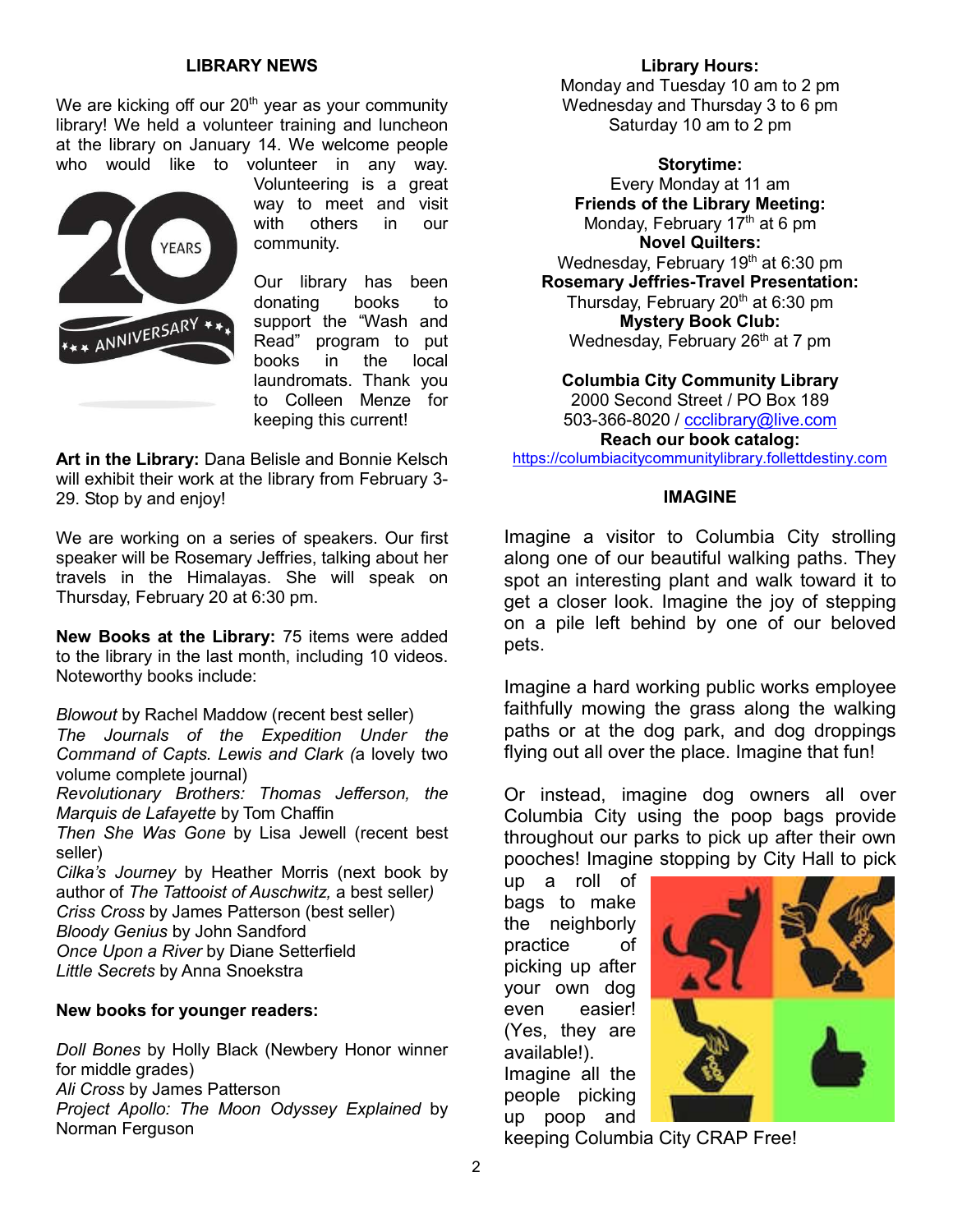## LIBRARY NEWS

We are kicking off our 20th year as your community library! We held a volunteer training and luncheon at the library on January 14. We welcome people who would like to volunteer in any way. Volunteering is a great way to meet and visit with others in our community.

Our library has been donating books to support the "Wash and Read" program to put books in the local laundromats. Thank you to Colleen Menze for keeping this current!

**Art in the Library:** Dana Belisle and Bonnie Kelsch will exhibit their work at the library from February 3-29. Stop by and enjoy!

We are working on a series of speakers. Our first speaker will be Rosemary Jeffries, talking about her travels in the Himalayas. She will speak on Thursday, February 20 at 6:30 pm.

**New Books at the Library:** 75 items were added to the library in the last month, including 10 videos. Noteworthy books include:

*Blowout* by Rachel Maddow (recent best seller)
*The Journals of the Expedition Under the Command of Capts. Lewis and Clark (*a lovely two volume complete journal)
*Revolutionary Brothers: Thomas Jefferson, the Marquis de Lafayette* by Tom Chaffin
*Then She Was Gone* by Lisa Jewell (recent best seller)
*Cilka's Journey* by Heather Morris (next book by author of *The Tattooist of Auschwitz,* a best seller*)*
*Criss Cross* by James Patterson (best seller)
*Bloody Genius* by John Sandford
*Once Upon a River* by Diane Setterfield
*Little Secrets* by Anna Snoekstra

**New books for younger readers:**

*Doll Bones* by Holly Black (Newbery Honor winner for middle grades)
*Ali Cross* by James Patterson
*Project Apollo: The Moon Odyssey Explained* by Norman Ferguson

**Library Hours:**
Monday and Tuesday 10 am to 2 pm
Wednesday and Thursday 3 to 6 pm
Saturday 10 am to 2 pm

**Storytime:**
Every Monday at 11 am
**Friends of the Library Meeting:**
Monday, February 17th at 6 pm
**Novel Quilters:**
Wednesday, February 19th at 6:30 pm
**Rosemary Jeffries-Travel Presentation:**
Thursday, February 20th at 6:30 pm
**Mystery Book Club:**
Wednesday, February 26th at 7 pm

**Columbia City Community Library**
2000 Second Street / PO Box 189
503-366-8020 / ccclibrary@live.com
**Reach our book catalog:**
https://columbiacitycommunitylibrary.follettdestiny.com

## IMAGINE

Imagine a visitor to Columbia City strolling along one of our beautiful walking paths. They spot an interesting plant and walk toward it to get a closer look. Imagine the joy of stepping on a pile left behind by one of our beloved pets.

Imagine a hard working public works employee faithfully mowing the grass along the walking paths or at the dog park, and dog droppings flying out all over the place. Imagine that fun!

Or instead, imagine dog owners all over Columbia City using the poop bags provide throughout our parks to pick up after their own pooches! Imagine stopping by City Hall to pick up a roll of bags to make the neighborly practice of picking up after your own dog even easier! (Yes, they are available!). Imagine all the people picking up poop and keeping Columbia City CRAP Free!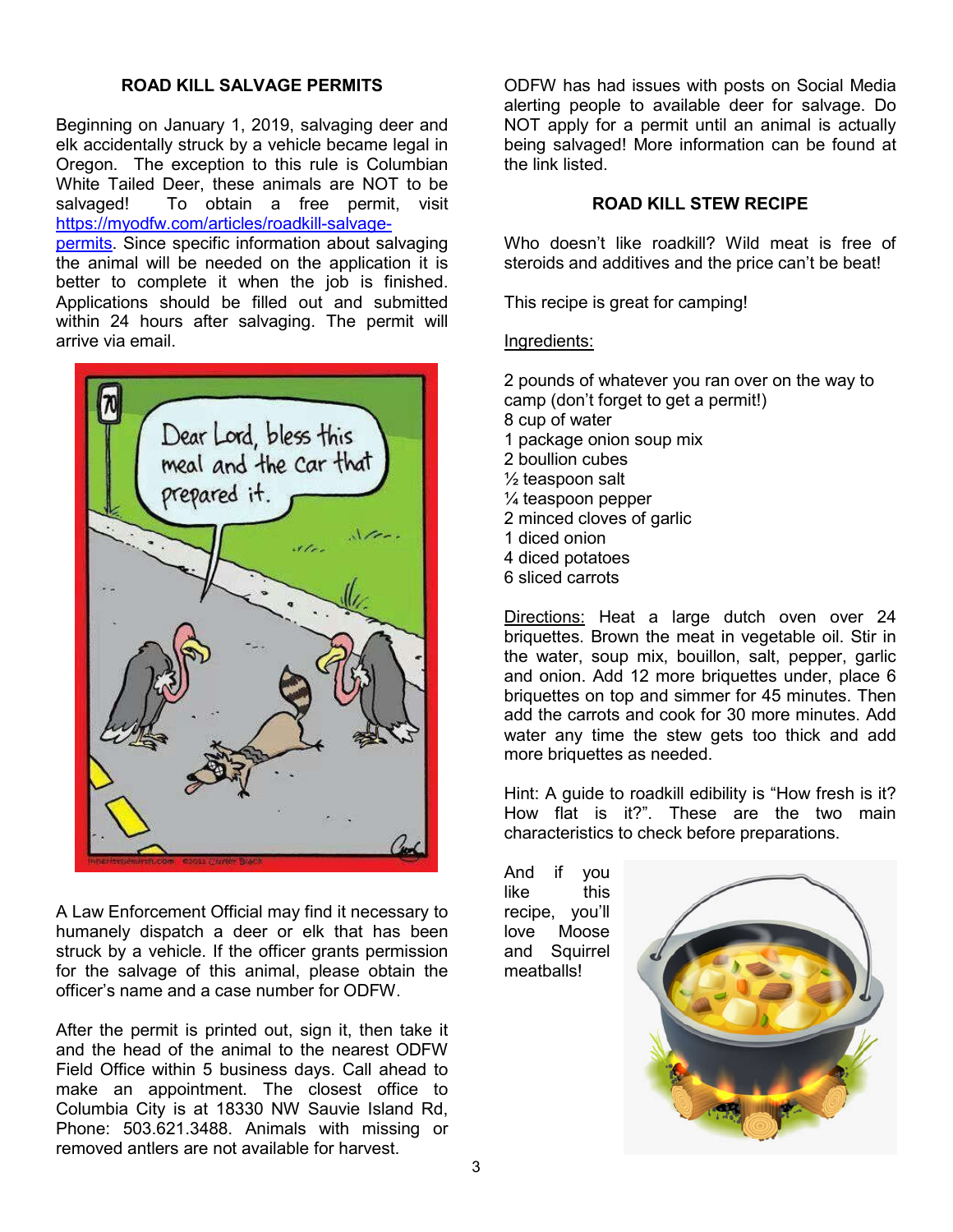## ROAD KILL SALVAGE PERMITS

Beginning on January 1, 2019, salvaging deer and elk accidentally struck by a vehicle became legal in Oregon. The exception to this rule is Columbian White Tailed Deer, these animals are NOT to be salvaged! To obtain a free permit, visit https://myodfw.com/articles/roadkill-salvage-permits. Since specific information about salvaging the animal will be needed on the application it is better to complete it when the job is finished. Applications should be filled out and submitted within 24 hours after salvaging. The permit will arrive via email.

A Law Enforcement Official may find it necessary to humanely dispatch a deer or elk that has been struck by a vehicle. If the officer grants permission for the salvage of this animal, please obtain the officer's name and a case number for ODFW.

After the permit is printed out, sign it, then take it and the head of the animal to the nearest ODFW Field Office within 5 business days. Call ahead to make an appointment. The closest office to Columbia City is at 18330 NW Sauvie Island Rd, Phone: 503.621.3488. Animals with missing or removed antlers are not available for harvest.

ODFW has had issues with posts on Social Media alerting people to available deer for salvage. Do NOT apply for a permit until an animal is actually being salvaged! More information can be found at the link listed.

## ROAD KILL STEW RECIPE

Who doesn't like roadkill? Wild meat is free of steroids and additives and the price can't be beat!

This recipe is great for camping!

Ingredients:

2 pounds of whatever you ran over on the way to camp (don't forget to get a permit!)
8 cup of water
1 package onion soup mix
2 boullion cubes
½ teaspoon salt
¼ teaspoon pepper
2 minced cloves of garlic
1 diced onion
4 diced potatoes
6 sliced carrots

Directions: Heat a large dutch oven over 24 briquettes. Brown the meat in vegetable oil. Stir in the water, soup mix, bouillon, salt, pepper, garlic and onion. Add 12 more briquettes under, place 6 briquettes on top and simmer for 45 minutes. Then add the carrots and cook for 30 more minutes. Add water any time the stew gets too thick and add more briquettes as needed.

Hint: A guide to roadkill edibility is "How fresh is it? How flat is it?". These are the two main characteristics to check before preparations.

And if you like this recipe, you'll love Moose and Squirrel meatballs!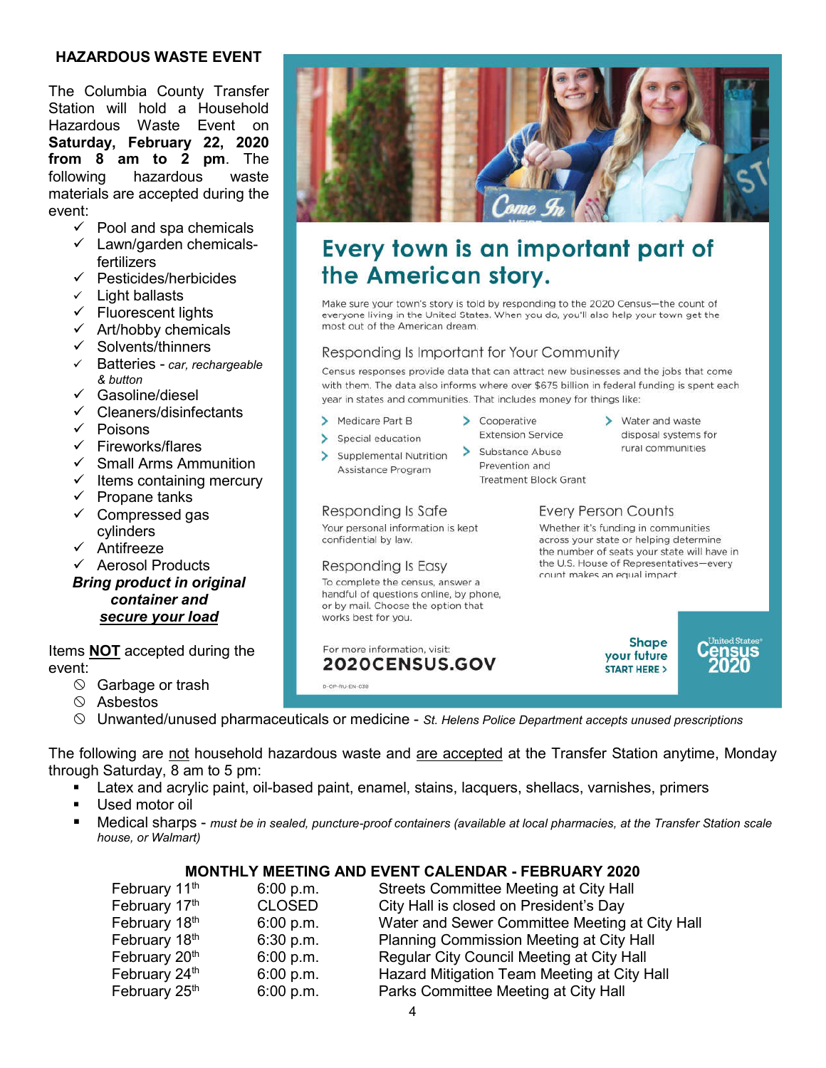## HAZARDOUS WASTE EVENT

The Columbia County Transfer Station will hold a Household Hazardous Waste Event on **Saturday, February 22, 2020 from 8 am to 2 pm**. The following hazardous waste materials are accepted during the event:

- ✓ Pool and spa chemicals
- ✓ Lawn/garden chemicals-fertilizers
- ✓ Pesticides/herbicides
- ✓ Light ballasts
- ✓ Fluorescent lights
- ✓ Art/hobby chemicals
- ✓ Solvents/thinners
- ✓ Batteries - *car, rechargeable & button*
- ✓ Gasoline/diesel
- ✓ Cleaners/disinfectants
- ✓ Poisons
- ✓ Fireworks/flares
- ✓ Small Arms Ammunition
- ✓ Items containing mercury
- ✓ Propane tanks
- ✓ Compressed gas cylinders
- ✓ Antifreeze
- ✓ Aerosol Products

***Bring product in original container and <u>secure your load</u>***

Items **<u>NOT</u>** accepted during the event:

- ⃠ Garbage or trash
- ⃠ Asbestos
- ⃠ Unwanted/unused pharmaceuticals or medicine - *St. Helens Police Department accepts unused prescriptions*

## Every town is an important part of the American story.

Make sure your town's story is told by responding to the 2020 Census—the count of everyone living in the United States. When you do, you'll also help your town get the most out of the American dream.

### Responding Is Important for Your Community

Census responses provide data that can attract new businesses and the jobs that come with them. The data also informs where over $675 billion in federal funding is spent each year in states and communities. That includes money for things like:

- Medicare Part B
- Special education
- Supplemental Nutrition Assistance Program
- Cooperative Extension Service
- Substance Abuse Prevention and Treatment Block Grant
- Water and waste disposal systems for rural communities

### Responding Is Safe

Your personal information is kept confidential by law.

### Responding Is Easy

To complete the census, answer a handful of questions online, by phone, or by mail. Choose the option that works best for you.

### Every Person Counts

Whether it's funding in communities across your state or helping determine the number of seats your state will have in the U.S. House of Representatives—every count makes an equal impact.

For more information, visit:
**2020CENSUS.GOV**

**Shape your future START HERE >**

United States® Census 2020

D-OP-RU-EN-038

The following are <u>not</u> household hazardous waste and <u>are accepted</u> at the Transfer Station anytime, Monday through Saturday, 8 am to 5 pm:

- Latex and acrylic paint, oil-based paint, enamel, stains, lacquers, shellacs, varnishes, primers
- Used motor oil
- Medical sharps - *must be in sealed, puncture-proof containers (available at local pharmacies, at the Transfer Station scale house, or Walmart)*

## MONTHLY MEETING AND EVENT CALENDAR - FEBRUARY 2020

| | | |
|---|---|---|
| February 11th | 6:00 p.m. | Streets Committee Meeting at City Hall |
| February 17th | CLOSED | City Hall is closed on President's Day |
| February 18th | 6:00 p.m. | Water and Sewer Committee Meeting at City Hall |
| February 18th | 6:30 p.m. | Planning Commission Meeting at City Hall |
| February 20th | 6:00 p.m. | Regular City Council Meeting at City Hall |
| February 24th | 6:00 p.m. | Hazard Mitigation Team Meeting at City Hall |
| February 25th | 6:00 p.m. | Parks Committee Meeting at City Hall |